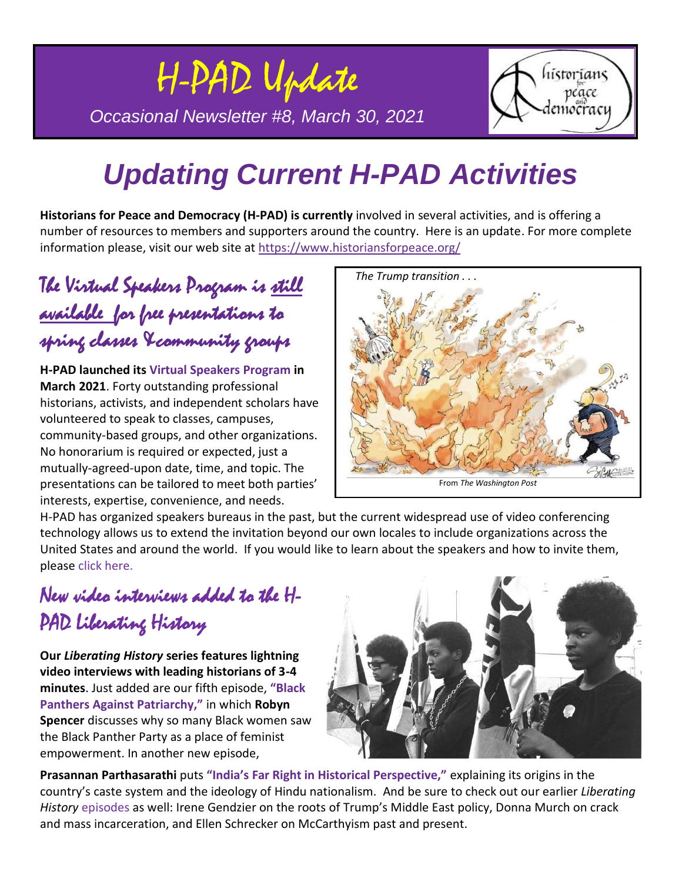# H-PAD Update

*Occasional Newsletter #8, March 30, 2021*

# *Updating Current H-PAD Activities*

**Historians for Peace and Democracy (H-PAD) is currently** involved in several activities, and is offering a number of resources to members and supporters around the country. Here is an update. For more complete information please, visit our web site at https://www.historiansforpeace.org/

## The Virtual Speakers Program is still available for free presentations to spring classes & community groups

**H-PAD launched its Virtual Speakers Program in March 2021**. Forty outstanding professional historians, activists, and independent scholars have volunteered to speak to classes, campuses, community-based groups, and other organizations. No honorarium is required or expected, just a mutually-agreed-upon date, time, and topic. The presentations can be tailored to meet both parties' interests, expertise, convenience, and needs. H-PAD has organized speakers bureaus in the past, but the current widespread use of video conferencing technology allows us to extend the invitation beyond our own locales to include organizations across the United States and around the world. If you would like to learn about the speakers and how to invite them, please click here.

*The Trump transition . . .*

From *The Washington Post*

## New video interviews added to the H-PAD Liberating History

**Our *Liberating History* series features lightning video interviews with leading historians of 3-4 minutes**. Just added are our fifth episode, **"Black Panthers Against Patriarchy,"** in which **Robyn Spencer** discusses why so many Black women saw the Black Panther Party as a place of feminist empowerment. In another new episode, **Prasannan Parthasarathi** puts **"India's Far Right in Historical Perspective,"** explaining its origins in the country's caste system and the ideology of Hindu nationalism. And be sure to check out our earlier *Liberating History* episodes as well: Irene Gendzier on the roots of Trump's Middle East policy, Donna Murch on crack and mass incarceration, and Ellen Schrecker on McCarthyism past and present.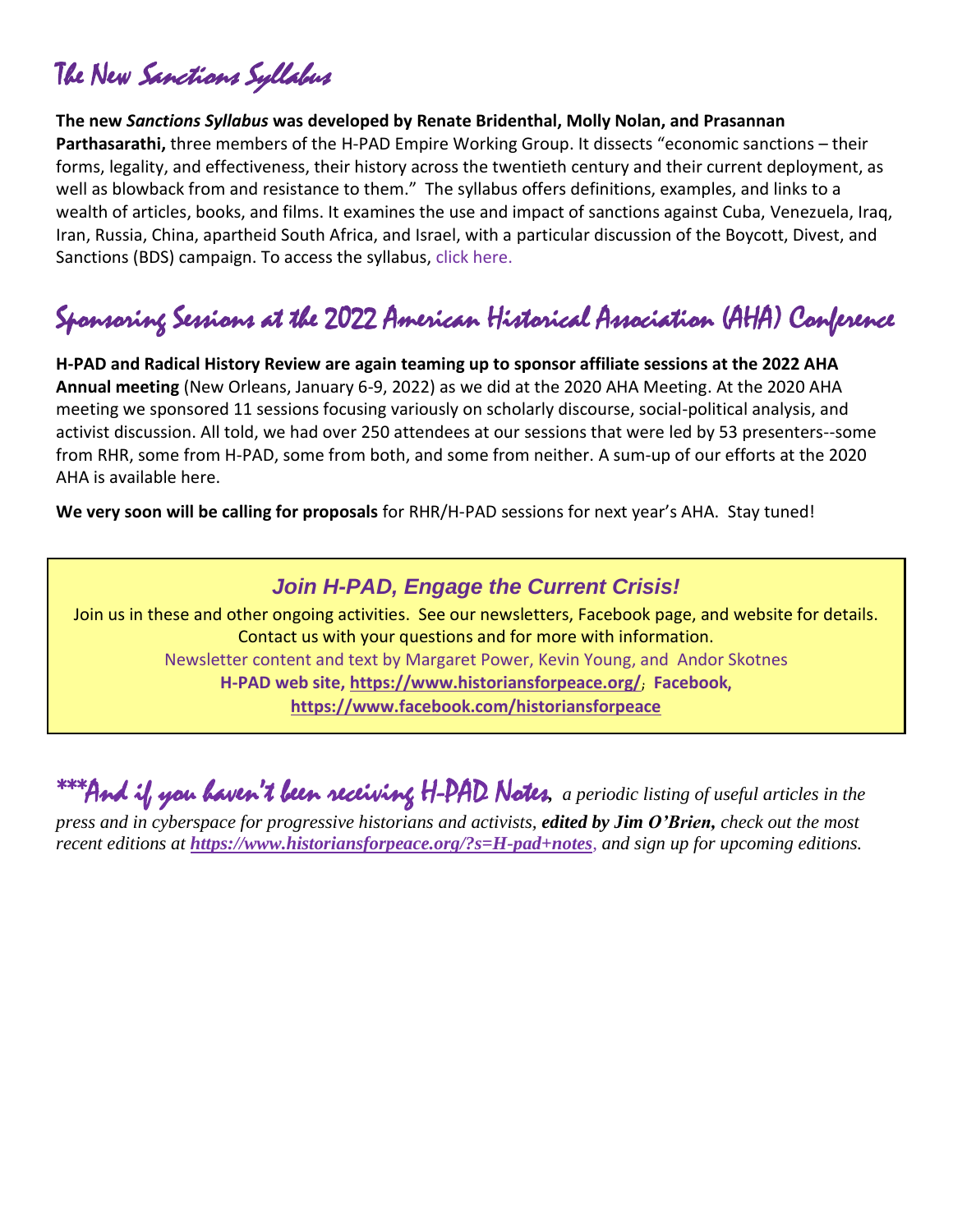## The New Sanctions Syllabus

**The new *Sanctions Syllabus* was developed by Renate Bridenthal, Molly Nolan, and Prasannan Parthasarathi,** three members of the H-PAD Empire Working Group. It dissects "economic sanctions – their forms, legality, and effectiveness, their history across the twentieth century and their current deployment, as well as blowback from and resistance to them." The syllabus offers definitions, examples, and links to a wealth of articles, books, and films. It examines the use and impact of sanctions against Cuba, Venezuela, Iraq, Iran, Russia, China, apartheid South Africa, and Israel, with a particular discussion of the Boycott, Divest, and Sanctions (BDS) campaign. To access the syllabus, click here.

## Sponsoring Sessions at the 2022 American Historical Association (AHA) Conference

**H-PAD and Radical History Review are again teaming up to sponsor affiliate sessions at the 2022 AHA Annual meeting** (New Orleans, January 6-9, 2022) as we did at the 2020 AHA Meeting. At the 2020 AHA meeting we sponsored 11 sessions focusing variously on scholarly discourse, social-political analysis, and activist discussion. All told, we had over 250 attendees at our sessions that were led by 53 presenters--some from RHR, some from H-PAD, some from both, and some from neither. A sum-up of our efforts at the 2020 AHA is available here.

**We very soon will be calling for proposals** for RHR/H-PAD sessions for next year's AHA. Stay tuned!

---

***Join H-PAD, Engage the Current Crisis!***

Join us in these and other ongoing activities. See our newsletters, Facebook page, and website for details. Contact us with your questions and for more with information.

Newsletter content and text by Margaret Power, Kevin Young, and Andor Skotnes

**H-PAD web site, https://www.historiansforpeace.org/; Facebook, https://www.facebook.com/historiansforpeace**

---

***And if you haven't been receiving H-PAD Notes**, *a periodic listing of useful articles in the press and in cyberspace for progressive historians and activists, **edited by Jim O'Brien,** check out the most recent editions at **https://www.historiansforpeace.org/?s=H-pad+notes**, and sign up for upcoming editions.*